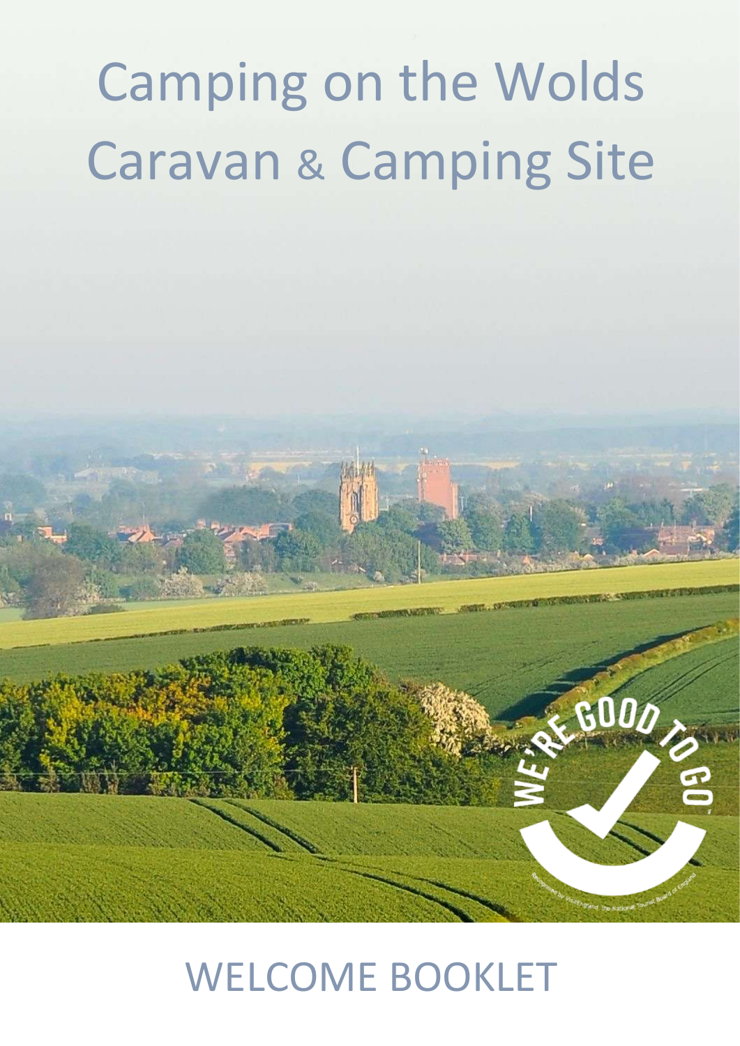# Camping on the Wolds Caravan & Camping Site

WELCOME BOOKLET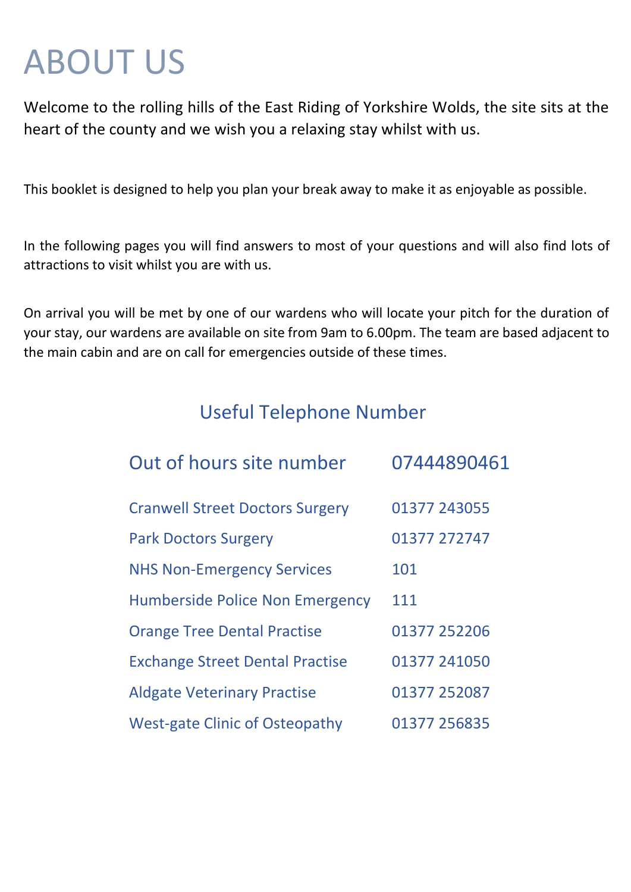# ABOUT US

Welcome to the rolling hills of the East Riding of Yorkshire Wolds, the site sits at the heart of the county and we wish you a relaxing stay whilst with us.

This booklet is designed to help you plan your break away to make it as enjoyable as possible.

In the following pages you will find answers to most of your questions and will also find lots of attractions to visit whilst you are with us.

On arrival you will be met by one of our wardens who will locate your pitch for the duration of your stay, our wardens are available on site from 9am to 6.00pm. The team are based adjacent to the main cabin and are on call for emergencies outside of these times.

## Useful Telephone Number

| | |
|---|---|
| Out of hours site number | 07444890461 |
| Cranwell Street Doctors Surgery | 01377 243055 |
| Park Doctors Surgery | 01377 272747 |
| NHS Non-Emergency Services | 101 |
| Humberside Police Non Emergency | 111 |
| Orange Tree Dental Practise | 01377 252206 |
| Exchange Street Dental Practise | 01377 241050 |
| Aldgate Veterinary Practise | 01377 252087 |
| West-gate Clinic of Osteopathy | 01377 256835 |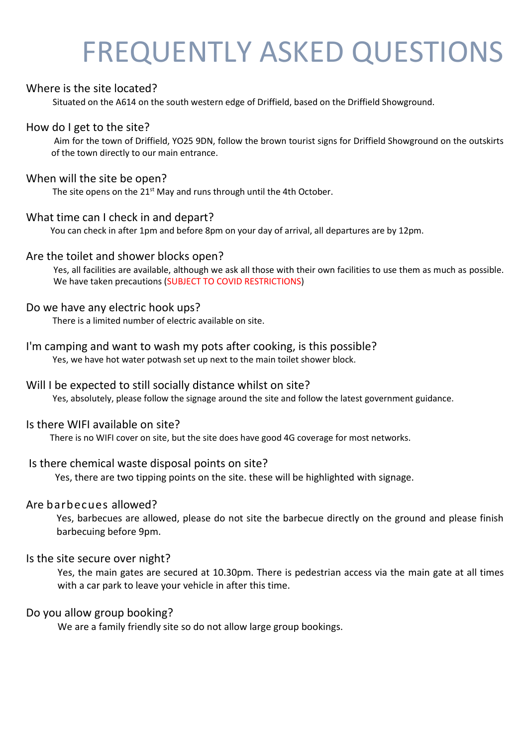# FREQUENTLY ASKED QUESTIONS

## Where is the site located?

Situated on the A614 on the south western edge of Driffield, based on the Driffield Showground.

## How do I get to the site?

Aim for the town of Driffield, YO25 9DN, follow the brown tourist signs for Driffield Showground on the outskirts of the town directly to our main entrance.

## When will the site be open?

The site opens on the 21st May and runs through until the 4th October.

## What time can I check in and depart?

You can check in after 1pm and before 8pm on your day of arrival, all departures are by 12pm.

## Are the toilet and shower blocks open?

Yes, all facilities are available, although we ask all those with their own facilities to use them as much as possible. We have taken precautions (SUBJECT TO COVID RESTRICTIONS)

## Do we have any electric hook ups?

There is a limited number of electric available on site.

## I'm camping and want to wash my pots after cooking, is this possible?

Yes, we have hot water potwash set up next to the main toilet shower block.

## Will I be expected to still socially distance whilst on site?

Yes, absolutely, please follow the signage around the site and follow the latest government guidance.

## Is there WIFI available on site?

There is no WIFI cover on site, but the site does have good 4G coverage for most networks.

## Is there chemical waste disposal points on site?

Yes, there are two tipping points on the site. these will be highlighted with signage.

## Are barbecues allowed?

Yes, barbecues are allowed, please do not site the barbecue directly on the ground and please finish barbecuing before 9pm.

## Is the site secure over night?

Yes, the main gates are secured at 10.30pm. There is pedestrian access via the main gate at all times with a car park to leave your vehicle in after this time.

## Do you allow group booking?

We are a family friendly site so do not allow large group bookings.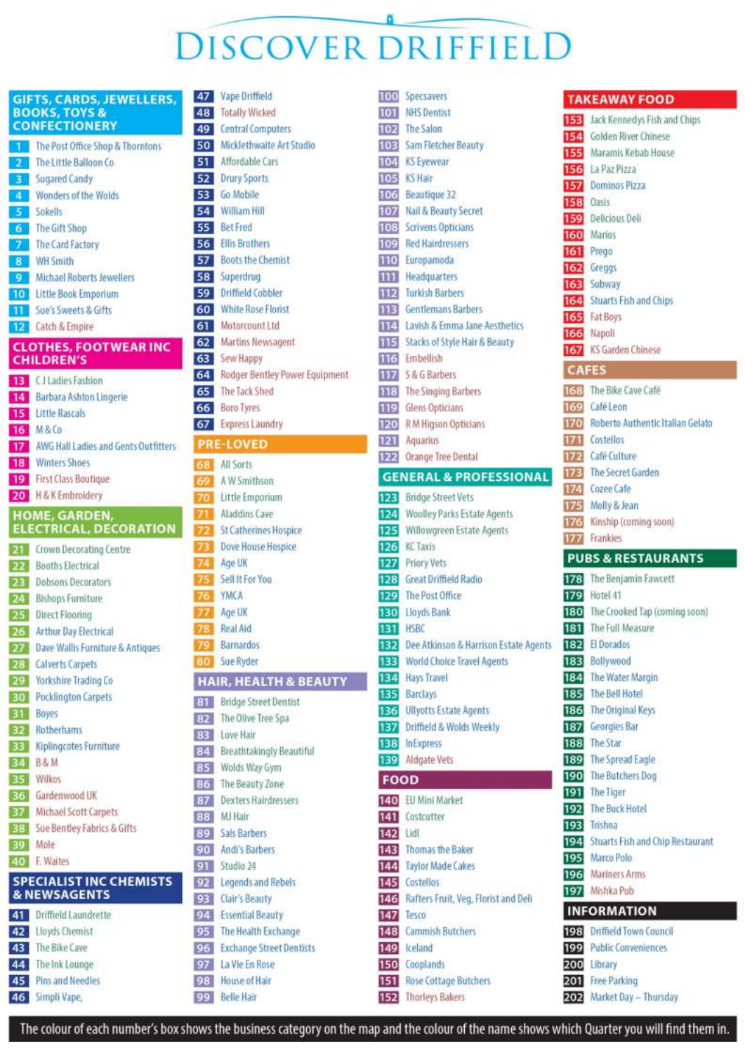# DISCOVER DRIFFIELD

## GIFTS, CARDS, JEWELLERS, BOOKS, TOYS & CONFECTIONERY

1. The Post Office Shop & Thorntons
2. The Little Balloon Co
3. Sugared Candy
4. Wonders of the Wolds
5. Sokells
6. The Gift Shop
7. The Card Factory
8. WH Smith
9. Michael Roberts Jewellers
10. Little Book Emporium
11. Sue's Sweets & Gifts
12. Catch & Empire

## CLOTHES, FOOTWEAR INC CHILDREN'S

13. C J Ladies Fashion
14. Barbara Ashton Lingerie
15. Little Rascals
16. M & Co
17. AWG Hall Ladies and Gents Outfitters
18. Winters Shoes
19. First Class Boutique
20. H & K Embroidery

## HOME, GARDEN, ELECTRICAL, DECORATION

21. Crown Decorating Centre
22. Booths Electrical
23. Dobsons Decorators
24. Bishops Furniture
25. Direct Flooring
26. Arthur Day Electrical
27. Dave Wallis Furniture & Antiques
28. Calverts Carpets
29. Yorkshire Trading Co
30. Pocklington Carpets
31. Boyes
32. Rotherhams
33. Kiplingcotes Furniture
34. B & M
35. Wilkos
36. Gardenwood UK
37. Michael Scott Carpets
38. Sue Bentley Fabrics & Gifts
39. Mole
40. F. Waites

## SPECIALIST INC CHEMISTS & NEWSAGENTS

41. Driffield Laundrette
42. Lloyds Chemist
43. The Bike Cave
44. The Ink Lounge
45. Pins and Needles
46. Simpli Vape,
47. Vape Driffield
48. Totally Wicked
49. Central Computers
50. Micklethwaite Art Studio
51. Affordable Cars
52. Drury Sports
53. Go Mobile
54. William Hill
55. Bet Fred
56. Ellis Brothers
57. Boots the Chemist
58. Superdrug
59. Driffield Cobbler
60. White Rose Florist
61. Motorcount Ltd
62. Martins Newsagent
63. Sew Happy
64. Rodger Bentley Power Equipment
65. The Tack Shed
66. Boro Tyres
67. Express Laundry

## PRE-LOVED

68. All Sorts
69. A W Smithson
70. Little Emporium
71. Aladdins Cave
72. St Catherines Hospice
73. Dove House Hospice
74. Age UK
75. Sell It For You
76. YMCA
77. Age UK
78. Real Aid
79. Barnardos
80. Sue Ryder

## HAIR, HEALTH & BEAUTY

81. Bridge Street Dentist
82. The Olive Tree Spa
83. Love Hair
84. Breathtakingly Beautiful
85. Wolds Way Gym
86. The Beauty Zone
87. Dexters Hairdressers
88. MJ Hair
89. Sals Barbers
90. Andi's Barbers
91. Studio 24
92. Legends and Rebels
93. Clair's Beauty
94. Essential Beauty
95. The Health Exchange
96. Exchange Street Dentists
97. La Vie En Rose
98. House of Hair
99. Belle Hair
100. Specsavers
101. NHS Dentist
102. The Salon
103. Sam Fletcher Beauty
104. KS Eyewear
105. KS Hair
106. Beautique 32
107. Nail & Beauty Secret
108. Scrivens Opticians
109. Red Hairdressers
110. Europamoda
111. Headquarters
112. Turkish Barbers
113. Gentlemans Barbers
114. Lavish & Emma Jane Aesthetics
115. Stacks of Style Hair & Beauty
116. Embellish
117. S & G Barbers
118. The Singing Barbers
119. Glens Opticians
120. R M Higson Opticians
121. Aquarius
122. Orange Tree Dental

## GENERAL & PROFESSIONAL

123. Bridge Street Vets
124. Woolley Parks Estate Agents
125. Willowgreen Estate Agents
126. KC Taxis
127. Priory Vets
128. Great Driffield Radio
129. The Post Office
130. Lloyds Bank
131. HSBC
132. Dee Atkinson & Harrison Estate Agents
133. World Choice Travel Agents
134. Hays Travel
135. Barclays
136. Ullyotts Estate Agents
137. Driffield & Wolds Weekly
138. InExpress
139. Aldgate Vets

## FOOD

140. EU Mini Market
141. Costcutter
142. Lidl
143. Thomas the Baker
144. Taylor Made Cakes
145. Costellos
146. Rafters Fruit, Veg, Florist and Deli
147. Tesco
148. Cammish Butchers
149. Iceland
150. Cooplands
151. Rose Cottage Butchers
152. Thorleys Bakers

## TAKEAWAY FOOD

153. Jack Kennedys Fish and Chips
154. Golden River Chinese
155. Maramis Kebab House
156. La Paz Pizza
157. Dominos Pizza
158. Oasis
159. Delicious Deli
160. Marios
161. Prego
162. Greggs
163. Subway
164. Stuarts Fish and Chips
165. Fat Boys
166. Napoli
167. KS Garden Chinese

## CAFES

168. The Bike Cave Café
169. Café Leon
170. Roberto Authentic Italian Gelato
171. Costellos
172. Café Culture
173. The Secret Garden
174. Cozee Cafe
175. Molly & Jean
176. Kinship (coming soon)
177. Frankies

## PUBS & RESTAURANTS

178. The Benjamin Fawcett
179. Hotel 41
180. The Crooked Tap (coming soon)
181. The Full Measure
182. El Dorados
183. Bollywood
184. The Water Margin
185. The Bell Hotel
186. The Original Keys
187. Georgies Bar
188. The Star
189. The Spread Eagle
190. The Butchers Dog
191. The Tiger
192. The Buck Hotel
193. Trishna
194. Stuarts Fish and Chip Restaurant
195. Marco Polo
196. Mariners Arms
197. Mishka Pub

## INFORMATION

198. Driffield Town Council
199. Public Conveniences
200. Library
201. Free Parking
202. Market Day – Thursday

The colour of each number's box shows the business category on the map and the colour of the name shows which Quarter you will find them in.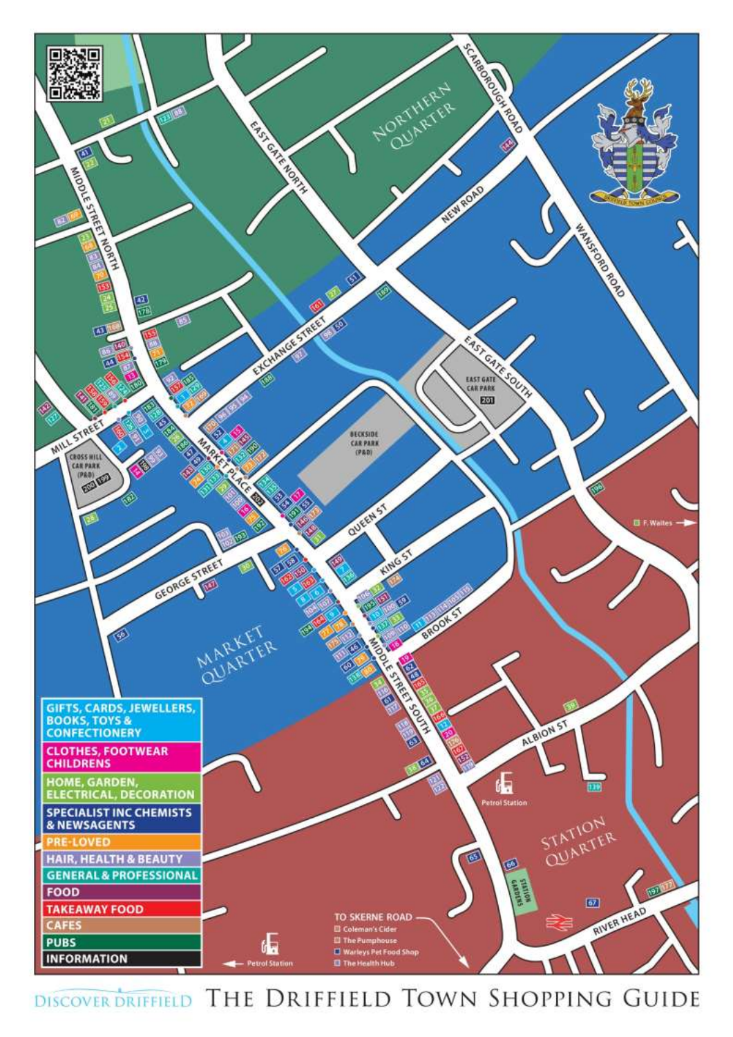# The Driffield Town Shopping Guide

Discover Driffield

NORTHERN QUARTER

MARKET QUARTER

STATION QUARTER

Middle Street North · East Gate North · Scarborough Road · New Road · Wansford Road · Exchange Street · East Gate South · Mill Street · Market Place · Queen St · King St · George Street · Brook St · Middle Street South · Albion St · River Head

Cross Hill Car Park (P&D) 200 199

Beckside Car Park (P&D)

East Gate Car Park 201

Station Gardens

Petrol Station

F. Waites →

← Petrol Station

TO SKERNE ROAD
- Coleman's Cider
- The Pumphouse
- Warleys Pet Food Shop
- The Health Hub

**Key:**
- GIFTS, CARDS, JEWELLERS, BOOKS, TOYS & CONFECTIONERY
- CLOTHES, FOOTWEAR CHILDRENS
- HOME, GARDEN, ELECTRICAL, DECORATION
- SPECIALIST INC CHEMISTS & NEWSAGENTS
- PRE-LOVED
- HAIR, HEALTH & BEAUTY
- GENERAL & PROFESSIONAL
- FOOD
- TAKEAWAY FOOD
- CAFES
- PUBS
- INFORMATION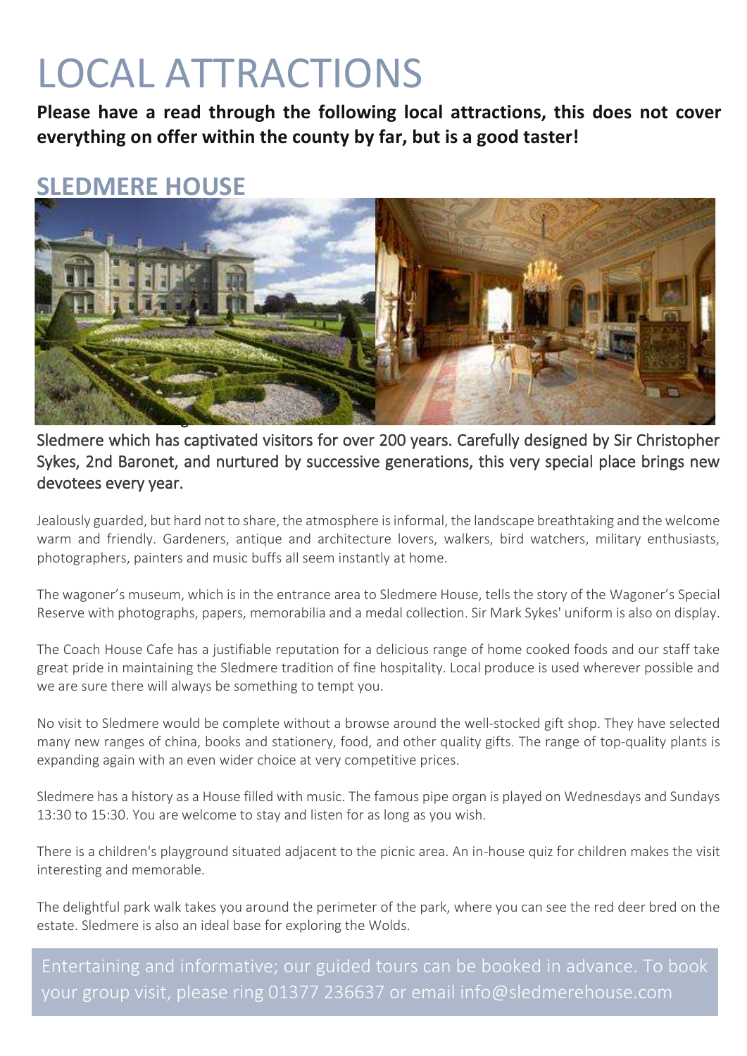# LOCAL ATTRACTIONS

**Please have a read through the following local attractions, this does not cover everything on offer within the county by far, but is a good taster!**

## SLEDMERE HOUSE

Sledmere which has captivated visitors for over 200 years. Carefully designed by Sir Christopher Sykes, 2nd Baronet, and nurtured by successive generations, this very special place brings new devotees every year.

Jealously guarded, but hard not to share, the atmosphere is informal, the landscape breathtaking and the welcome warm and friendly. Gardeners, antique and architecture lovers, walkers, bird watchers, military enthusiasts, photographers, painters and music buffs all seem instantly at home.

The wagoner's museum, which is in the entrance area to Sledmere House, tells the story of the Wagoner's Special Reserve with photographs, papers, memorabilia and a medal collection. Sir Mark Sykes' uniform is also on display.

The Coach House Cafe has a justifiable reputation for a delicious range of home cooked foods and our staff take great pride in maintaining the Sledmere tradition of fine hospitality. Local produce is used wherever possible and we are sure there will always be something to tempt you.

No visit to Sledmere would be complete without a browse around the well-stocked gift shop. They have selected many new ranges of china, books and stationery, food, and other quality gifts. The range of top-quality plants is expanding again with an even wider choice at very competitive prices.

Sledmere has a history as a House filled with music. The famous pipe organ is played on Wednesdays and Sundays 13:30 to 15:30. You are welcome to stay and listen for as long as you wish.

There is a children's playground situated adjacent to the picnic area. An in-house quiz for children makes the visit interesting and memorable.

The delightful park walk takes you around the perimeter of the park, where you can see the red deer bred on the estate. Sledmere is also an ideal base for exploring the Wolds.

Entertaining and informative; our guided tours can be booked in advance. To book your group visit, please ring 01377 236637 or email info@sledmerehouse.com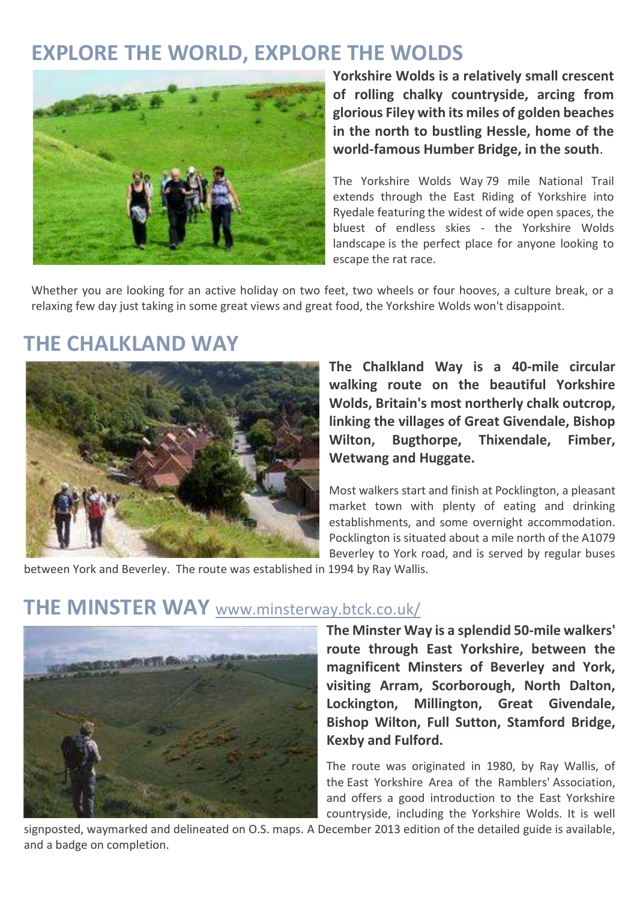## EXPLORE THE WORLD, EXPLORE THE WOLDS

**Yorkshire Wolds is a relatively small crescent of rolling chalky countryside, arcing from glorious Filey with its miles of golden beaches in the north to bustling Hessle, home of the world-famous Humber Bridge, in the south**.

The Yorkshire Wolds Way 79 mile National Trail extends through the East Riding of Yorkshire into Ryedale featuring the widest of wide open spaces, the bluest of endless skies - the Yorkshire Wolds landscape is the perfect place for anyone looking to escape the rat race.

Whether you are looking for an active holiday on two feet, two wheels or four hooves, a culture break, or a relaxing few day just taking in some great views and great food, the Yorkshire Wolds won't disappoint.

## THE CHALKLAND WAY

**The Chalkland Way is a 40-mile circular walking route on the beautiful Yorkshire Wolds, Britain's most northerly chalk outcrop, linking the villages of Great Givendale, Bishop Wilton, Bugthorpe, Thixendale, Fimber, Wetwang and Huggate.**

Most walkers start and finish at Pocklington, a pleasant market town with plenty of eating and drinking establishments, and some overnight accommodation. Pocklington is situated about a mile north of the A1079 Beverley to York road, and is served by regular buses between York and Beverley. The route was established in 1994 by Ray Wallis.

## THE MINSTER WAY www.minsterway.btck.co.uk/

**The Minster Way is a splendid 50-mile walkers' route through East Yorkshire, between the magnificent Minsters of Beverley and York, visiting Arram, Scorborough, North Dalton, Lockington, Millington, Great Givendale, Bishop Wilton, Full Sutton, Stamford Bridge, Kexby and Fulford.**

The route was originated in 1980, by Ray Wallis, of the East Yorkshire Area of the Ramblers' Association, and offers a good introduction to the East Yorkshire countryside, including the Yorkshire Wolds. It is well signposted, waymarked and delineated on O.S. maps. A December 2013 edition of the detailed guide is available, and a badge on completion.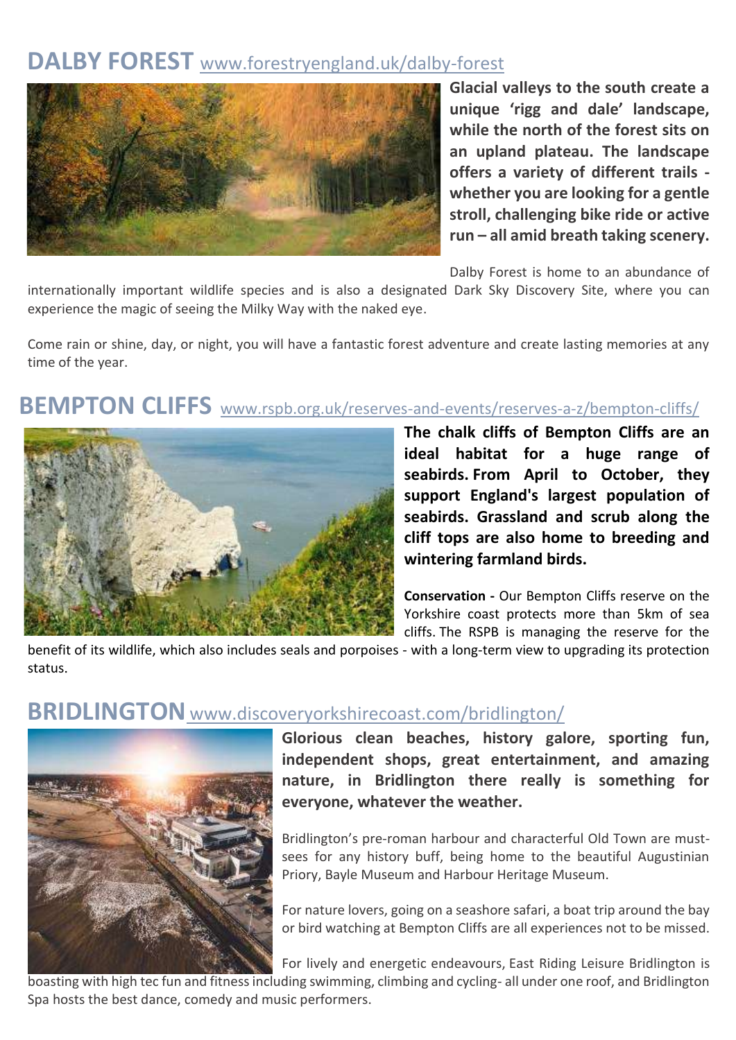## DALBY FOREST www.forestryengland.uk/dalby-forest

**Glacial valleys to the south create a unique 'rigg and dale' landscape, while the north of the forest sits on an upland plateau. The landscape offers a variety of different trails - whether you are looking for a gentle stroll, challenging bike ride or active run – all amid breath taking scenery.**

Dalby Forest is home to an abundance of internationally important wildlife species and is also a designated Dark Sky Discovery Site, where you can experience the magic of seeing the Milky Way with the naked eye.

Come rain or shine, day, or night, you will have a fantastic forest adventure and create lasting memories at any time of the year.

## BEMPTON CLIFFS www.rspb.org.uk/reserves-and-events/reserves-a-z/bempton-cliffs/

**The chalk cliffs of Bempton Cliffs are an ideal habitat for a huge range of seabirds. From April to October, they support England's largest population of seabirds. Grassland and scrub along the cliff tops are also home to breeding and wintering farmland birds.**

**Conservation -** Our Bempton Cliffs reserve on the Yorkshire coast protects more than 5km of sea cliffs. The RSPB is managing the reserve for the benefit of its wildlife, which also includes seals and porpoises - with a long-term view to upgrading its protection status.

## BRIDLINGTON www.discoveryorkshirecoast.com/bridlington/

**Glorious clean beaches, history galore, sporting fun, independent shops, great entertainment, and amazing nature, in Bridlington there really is something for everyone, whatever the weather.**

Bridlington's pre-roman harbour and characterful Old Town are must-sees for any history buff, being home to the beautiful Augustinian Priory, Bayle Museum and Harbour Heritage Museum.

For nature lovers, going on a seashore safari, a boat trip around the bay or bird watching at Bempton Cliffs are all experiences not to be missed.

For lively and energetic endeavours, East Riding Leisure Bridlington is boasting with high tec fun and fitness including swimming, climbing and cycling- all under one roof, and Bridlington Spa hosts the best dance, comedy and music performers.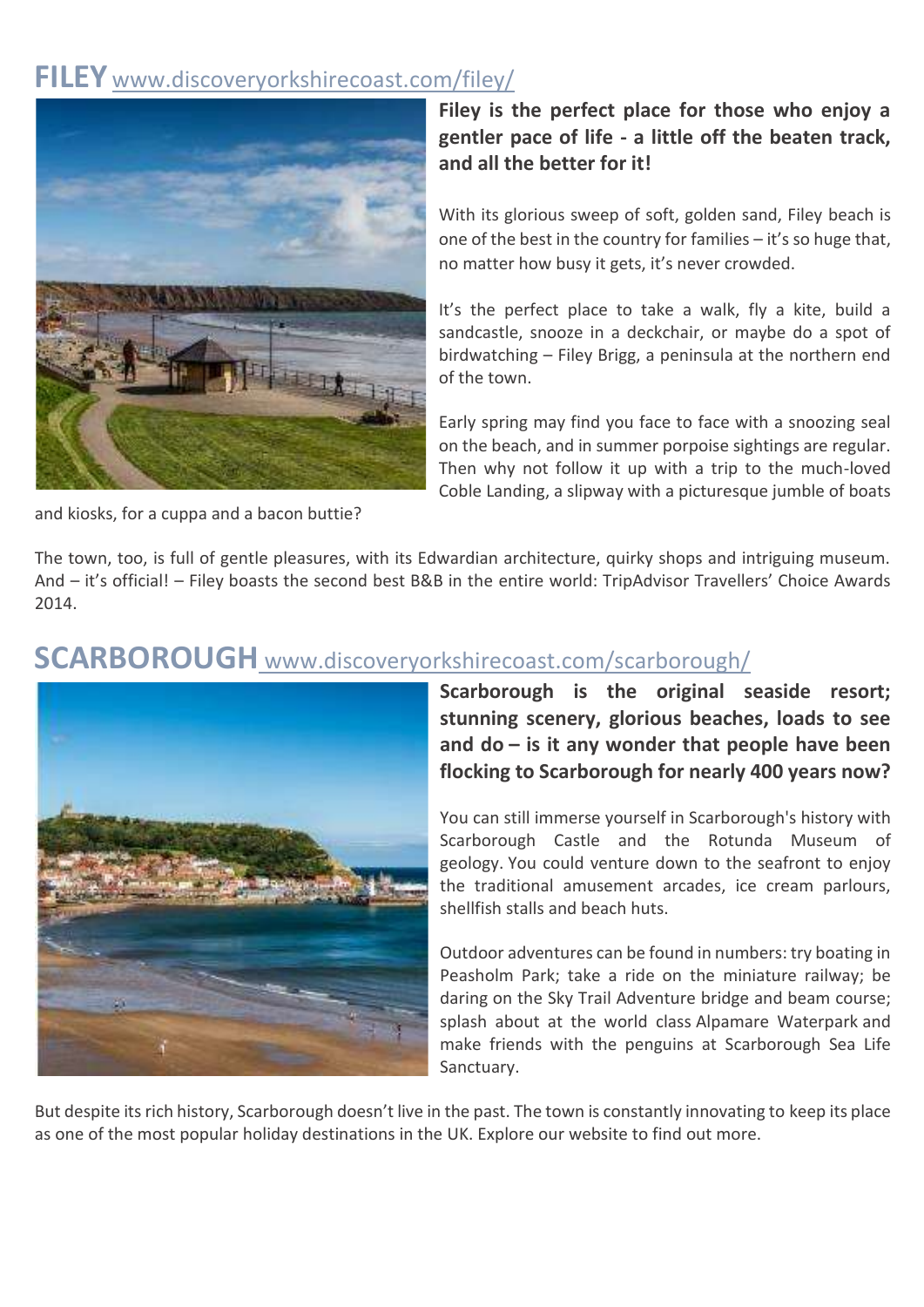## FILEY www.discoveryorkshirecoast.com/filey/

**Filey is the perfect place for those who enjoy a gentler pace of life - a little off the beaten track, and all the better for it!**

With its glorious sweep of soft, golden sand, Filey beach is one of the best in the country for families – it's so huge that, no matter how busy it gets, it's never crowded.

It's the perfect place to take a walk, fly a kite, build a sandcastle, snooze in a deckchair, or maybe do a spot of birdwatching – Filey Brigg, a peninsula at the northern end of the town.

Early spring may find you face to face with a snoozing seal on the beach, and in summer porpoise sightings are regular. Then why not follow it up with a trip to the much-loved Coble Landing, a slipway with a picturesque jumble of boats and kiosks, for a cuppa and a bacon buttie?

The town, too, is full of gentle pleasures, with its Edwardian architecture, quirky shops and intriguing museum. And – it's official! – Filey boasts the second best B&B in the entire world: TripAdvisor Travellers' Choice Awards 2014.

## SCARBOROUGH www.discoveryorkshirecoast.com/scarborough/

**Scarborough is the original seaside resort; stunning scenery, glorious beaches, loads to see and do – is it any wonder that people have been flocking to Scarborough for nearly 400 years now?**

You can still immerse yourself in Scarborough's history with Scarborough Castle and the Rotunda Museum of geology. You could venture down to the seafront to enjoy the traditional amusement arcades, ice cream parlours, shellfish stalls and beach huts.

Outdoor adventures can be found in numbers: try boating in Peasholm Park; take a ride on the miniature railway; be daring on the Sky Trail Adventure bridge and beam course; splash about at the world class Alpamare Waterpark and make friends with the penguins at Scarborough Sea Life Sanctuary.

But despite its rich history, Scarborough doesn't live in the past. The town is constantly innovating to keep its place as one of the most popular holiday destinations in the UK. Explore our website to find out more.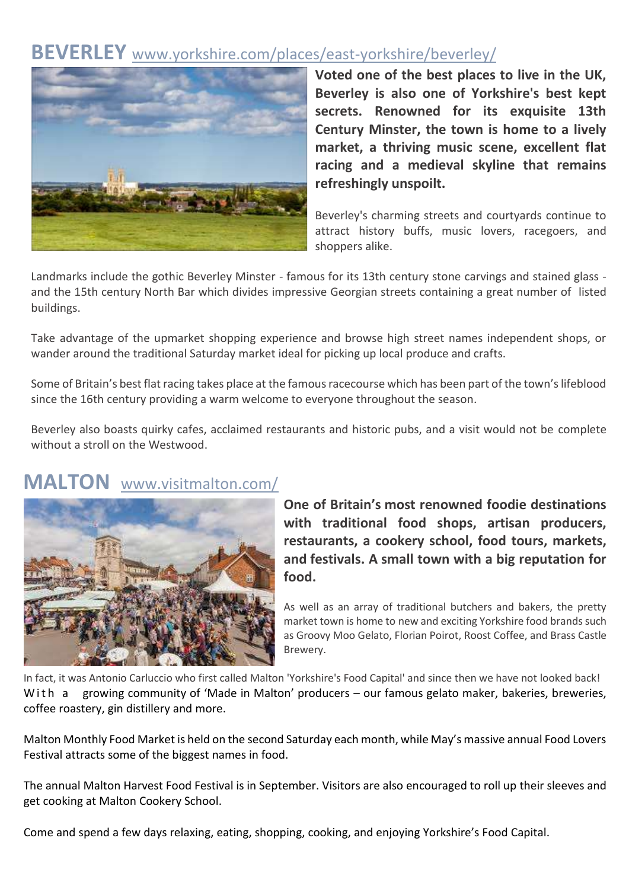## BEVERLEY www.yorkshire.com/places/east-yorkshire/beverley/

**Voted one of the best places to live in the UK, Beverley is also one of Yorkshire's best kept secrets. Renowned for its exquisite 13th Century Minster, the town is home to a lively market, a thriving music scene, excellent flat racing and a medieval skyline that remains refreshingly unspoilt.**

Beverley's charming streets and courtyards continue to attract history buffs, music lovers, racegoers, and shoppers alike.

Landmarks include the gothic Beverley Minster - famous for its 13th century stone carvings and stained glass - and the 15th century North Bar which divides impressive Georgian streets containing a great number of listed buildings.

Take advantage of the upmarket shopping experience and browse high street names independent shops, or wander around the traditional Saturday market ideal for picking up local produce and crafts.

Some of Britain's best flat racing takes place at the famous racecourse which has been part of the town's lifeblood since the 16th century providing a warm welcome to everyone throughout the season.

Beverley also boasts quirky cafes, acclaimed restaurants and historic pubs, and a visit would not be complete without a stroll on the Westwood.

## MALTON www.visitmalton.com/

**One of Britain's most renowned foodie destinations with traditional food shops, artisan producers, restaurants, a cookery school, food tours, markets, and festivals. A small town with a big reputation for food.**

As well as an array of traditional butchers and bakers, the pretty market town is home to new and exciting Yorkshire food brands such as Groovy Moo Gelato, Florian Poirot, Roost Coffee, and Brass Castle Brewery.

In fact, it was Antonio Carluccio who first called Malton 'Yorkshire's Food Capital' and since then we have not looked back! With a growing community of 'Made in Malton' producers – our famous gelato maker, bakeries, breweries, coffee roastery, gin distillery and more.

Malton Monthly Food Market is held on the second Saturday each month, while May's massive annual Food Lovers Festival attracts some of the biggest names in food.

The annual Malton Harvest Food Festival is in September. Visitors are also encouraged to roll up their sleeves and get cooking at Malton Cookery School.

Come and spend a few days relaxing, eating, shopping, cooking, and enjoying Yorkshire's Food Capital.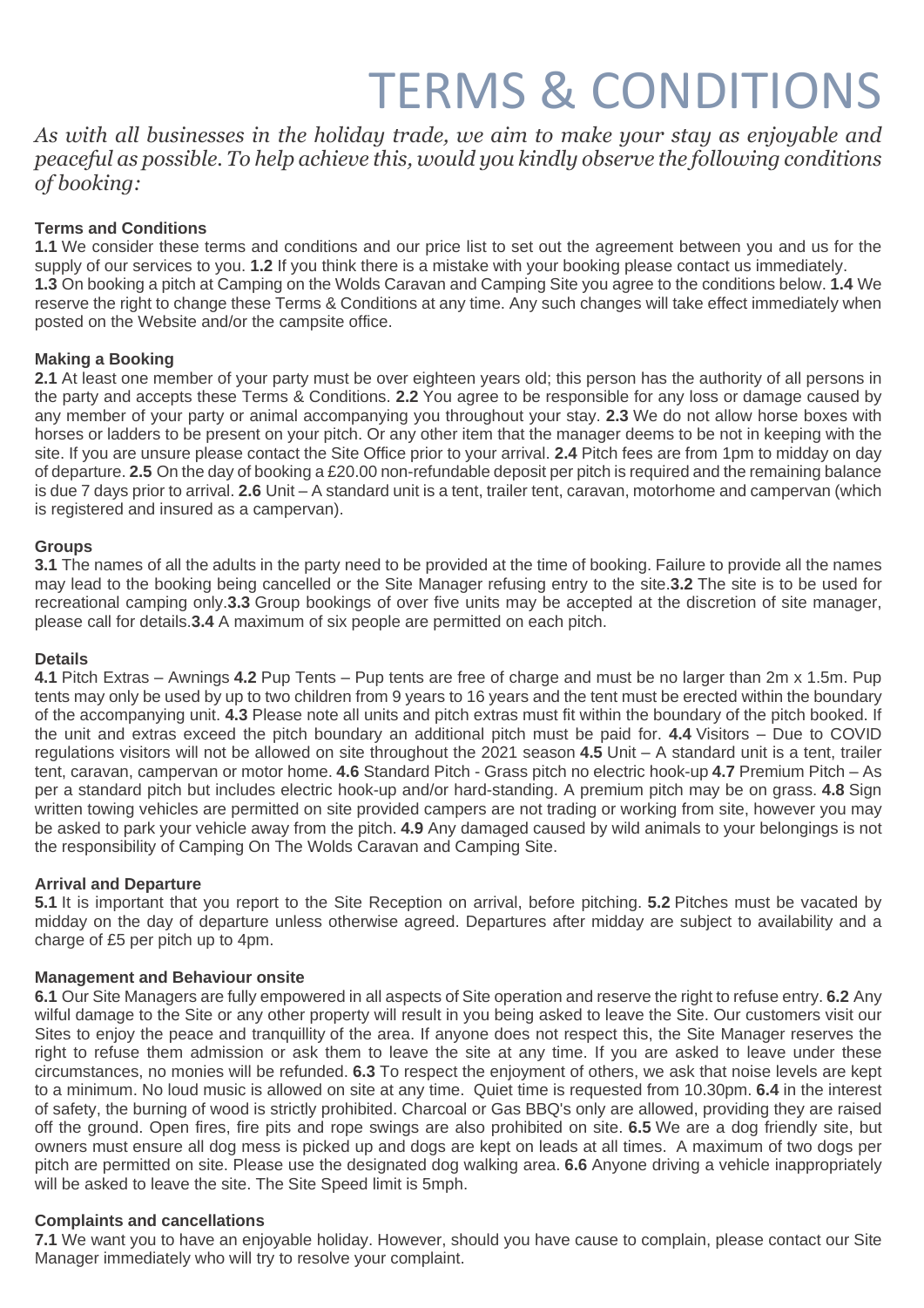# TERMS & CONDITIONS

*As with all businesses in the holiday trade, we aim to make your stay as enjoyable and peaceful as possible. To help achieve this, would you kindly observe the following conditions of booking:*

### Terms and Conditions

**1.1** We consider these terms and conditions and our price list to set out the agreement between you and us for the supply of our services to you. **1.2** If you think there is a mistake with your booking please contact us immediately. **1.3** On booking a pitch at Camping on the Wolds Caravan and Camping Site you agree to the conditions below. **1.4** We reserve the right to change these Terms & Conditions at any time. Any such changes will take effect immediately when posted on the Website and/or the campsite office.

### Making a Booking

**2.1** At least one member of your party must be over eighteen years old; this person has the authority of all persons in the party and accepts these Terms & Conditions. **2.2** You agree to be responsible for any loss or damage caused by any member of your party or animal accompanying you throughout your stay. **2.3** We do not allow horse boxes with horses or ladders to be present on your pitch. Or any other item that the manager deems to be not in keeping with the site. If you are unsure please contact the Site Office prior to your arrival. **2.4** Pitch fees are from 1pm to midday on day of departure. **2.5** On the day of booking a £20.00 non-refundable deposit per pitch is required and the remaining balance is due 7 days prior to arrival. **2.6** Unit – A standard unit is a tent, trailer tent, caravan, motorhome and campervan (which is registered and insured as a campervan).

### Groups

**3.1** The names of all the adults in the party need to be provided at the time of booking. Failure to provide all the names may lead to the booking being cancelled or the Site Manager refusing entry to the site.**3.2** The site is to be used for recreational camping only.**3.3** Group bookings of over five units may be accepted at the discretion of site manager, please call for details.**3.4** A maximum of six people are permitted on each pitch.

### Details

**4.1** Pitch Extras – Awnings **4.2** Pup Tents – Pup tents are free of charge and must be no larger than 2m x 1.5m. Pup tents may only be used by up to two children from 9 years to 16 years and the tent must be erected within the boundary of the accompanying unit. **4.3** Please note all units and pitch extras must fit within the boundary of the pitch booked. If the unit and extras exceed the pitch boundary an additional pitch must be paid for. **4.4** Visitors – Due to COVID regulations visitors will not be allowed on site throughout the 2021 season **4.5** Unit – A standard unit is a tent, trailer tent, caravan, campervan or motor home. **4.6** Standard Pitch - Grass pitch no electric hook-up **4.7** Premium Pitch – As per a standard pitch but includes electric hook-up and/or hard-standing. A premium pitch may be on grass. **4.8** Sign written towing vehicles are permitted on site provided campers are not trading or working from site, however you may be asked to park your vehicle away from the pitch. **4.9** Any damaged caused by wild animals to your belongings is not the responsibility of Camping On The Wolds Caravan and Camping Site.

### Arrival and Departure

**5.1** It is important that you report to the Site Reception on arrival, before pitching. **5.2** Pitches must be vacated by midday on the day of departure unless otherwise agreed. Departures after midday are subject to availability and a charge of £5 per pitch up to 4pm.

### Management and Behaviour onsite

**6.1** Our Site Managers are fully empowered in all aspects of Site operation and reserve the right to refuse entry. **6.2** Any wilful damage to the Site or any other property will result in you being asked to leave the Site. Our customers visit our Sites to enjoy the peace and tranquillity of the area. If anyone does not respect this, the Site Manager reserves the right to refuse them admission or ask them to leave the site at any time. If you are asked to leave under these circumstances, no monies will be refunded. **6.3** To respect the enjoyment of others, we ask that noise levels are kept to a minimum. No loud music is allowed on site at any time. Quiet time is requested from 10.30pm. **6.4** in the interest of safety, the burning of wood is strictly prohibited. Charcoal or Gas BBQ's only are allowed, providing they are raised off the ground. Open fires, fire pits and rope swings are also prohibited on site. **6.5** We are a dog friendly site, but owners must ensure all dog mess is picked up and dogs are kept on leads at all times. A maximum of two dogs per pitch are permitted on site. Please use the designated dog walking area. **6.6** Anyone driving a vehicle inappropriately will be asked to leave the site. The Site Speed limit is 5mph.

### Complaints and cancellations

**7.1** We want you to have an enjoyable holiday. However, should you have cause to complain, please contact our Site Manager immediately who will try to resolve your complaint.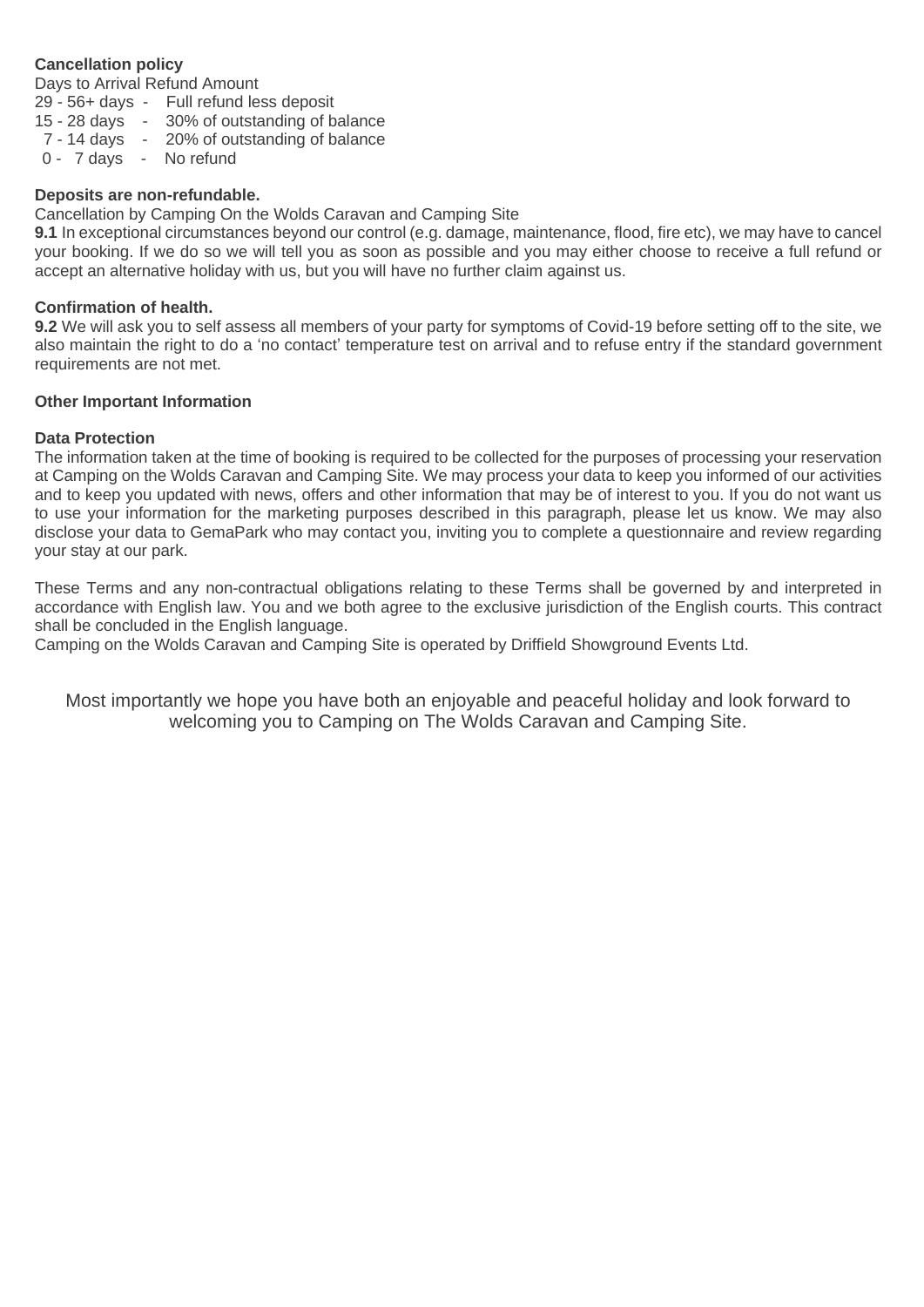**Cancellation policy**

Days to Arrival Refund Amount

29 - 56+ days - Full refund less deposit
15 - 28 days - 30% of outstanding of balance
7 - 14 days - 20% of outstanding of balance
0 - 7 days - No refund

**Deposits are non-refundable.**

Cancellation by Camping On the Wolds Caravan and Camping Site

**9.1** In exceptional circumstances beyond our control (e.g. damage, maintenance, flood, fire etc), we may have to cancel your booking. If we do so we will tell you as soon as possible and you may either choose to receive a full refund or accept an alternative holiday with us, but you will have no further claim against us.

**Confirmation of health.**

**9.2** We will ask you to self assess all members of your party for symptoms of Covid-19 before setting off to the site, we also maintain the right to do a 'no contact' temperature test on arrival and to refuse entry if the standard government requirements are not met.

**Other Important Information**

**Data Protection**

The information taken at the time of booking is required to be collected for the purposes of processing your reservation at Camping on the Wolds Caravan and Camping Site. We may process your data to keep you informed of our activities and to keep you updated with news, offers and other information that may be of interest to you. If you do not want us to use your information for the marketing purposes described in this paragraph, please let us know. We may also disclose your data to GemaPark who may contact you, inviting you to complete a questionnaire and review regarding your stay at our park.

These Terms and any non-contractual obligations relating to these Terms shall be governed by and interpreted in accordance with English law. You and we both agree to the exclusive jurisdiction of the English courts. This contract shall be concluded in the English language.

Camping on the Wolds Caravan and Camping Site is operated by Driffield Showground Events Ltd.

Most importantly we hope you have both an enjoyable and peaceful holiday and look forward to welcoming you to Camping on The Wolds Caravan and Camping Site.